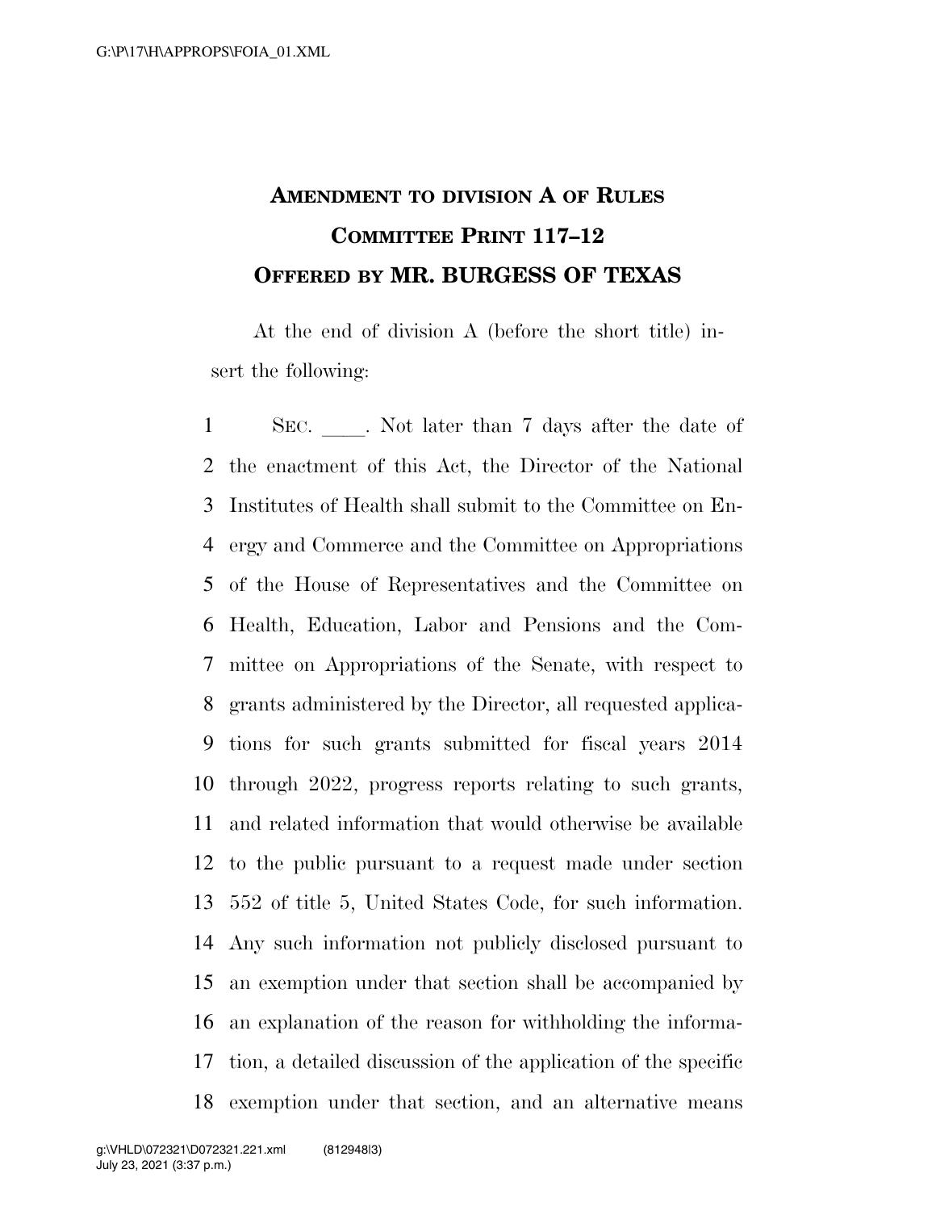# AMENDMENT TO DIVISION A OF RULES COMMITTEE PRINT 117–12
# OFFERED BY MR. BURGESS OF TEXAS

At the end of division A (before the short title) insert the following:

SEC. \_\_\_\_. Not later than 7 days after the date of the enactment of this Act, the Director of the National Institutes of Health shall submit to the Committee on Energy and Commerce and the Committee on Appropriations of the House of Representatives and the Committee on Health, Education, Labor and Pensions and the Committee on Appropriations of the Senate, with respect to grants administered by the Director, all requested applications for such grants submitted for fiscal years 2014 through 2022, progress reports relating to such grants, and related information that would otherwise be available to the public pursuant to a request made under section 552 of title 5, United States Code, for such information. Any such information not publicly disclosed pursuant to an exemption under that section shall be accompanied by an explanation of the reason for withholding the information, a detailed discussion of the application of the specific exemption under that section, and an alternative means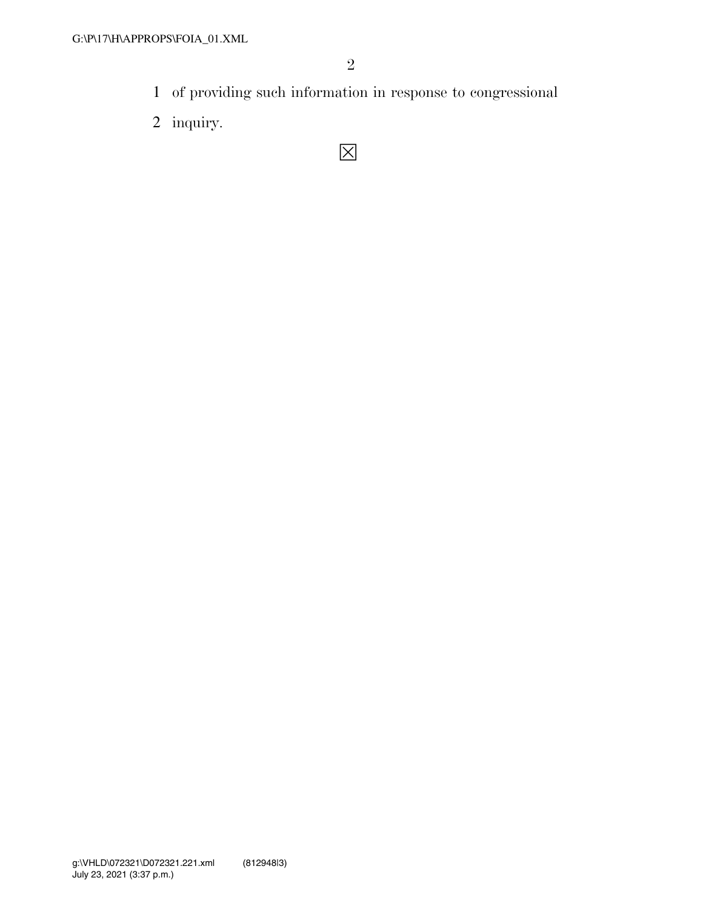of providing such information in response to congressional inquiry.